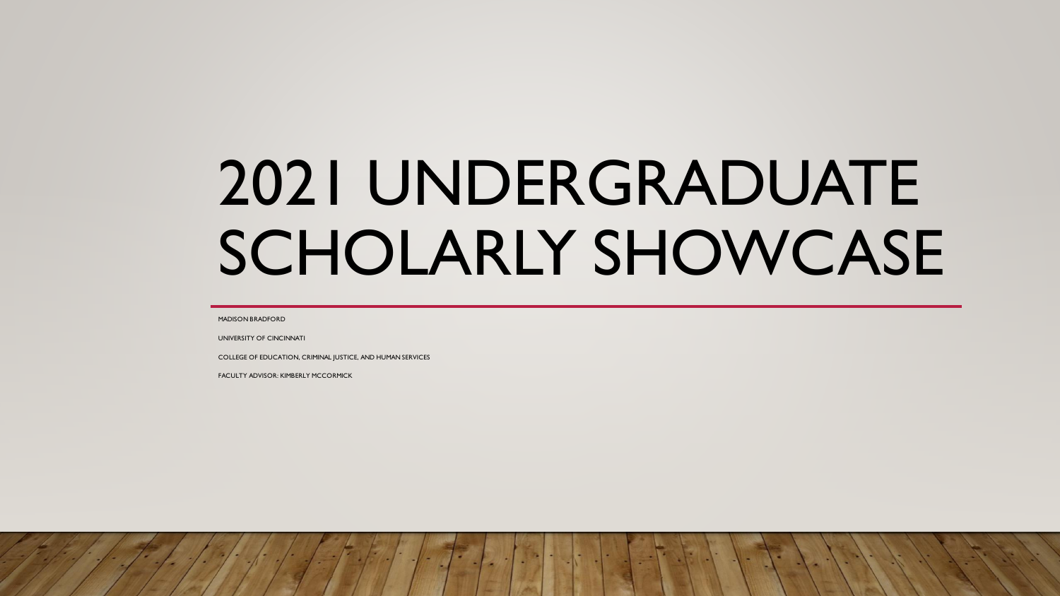# 2021 UNDERGRADUATE SCHOLARLY SHOWCASE

MADISON BRADFORD

UNIVERSITY OF CINCINNATI

COLLEGE OF EDUCATION, CRIMINAL JUSTICE, AND HUMAN SERVICES

FACULTY ADVISOR: KIMBERLY MCCORMICK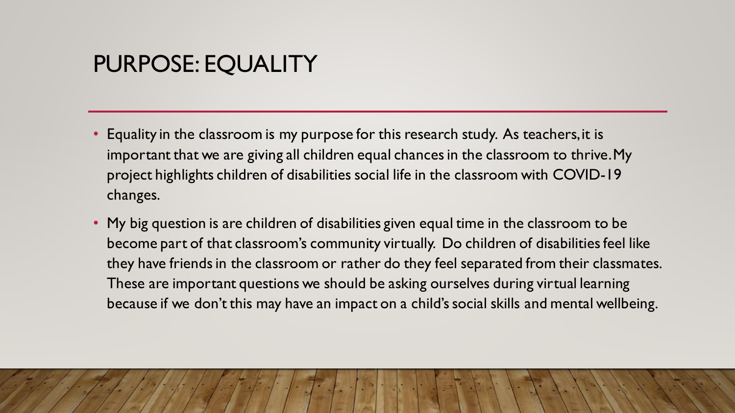# PURPOSE: EQUALITY

- Equality in the classroom is my purpose for this research study. As teachers, it is important that we are giving all children equal chances in the classroom to thrive. My project highlights children of disabilities social life in the classroom with COVID-19 changes.
- My big question is are children of disabilities given equal time in the classroom to be become part of that classroom's community virtually. Do children of disabilities feel like they have friends in the classroom or rather do they feel separated from their classmates. These are important questions we should be asking ourselves during virtual learning because if we don't this may have an impact on a child's social skills and mental wellbeing.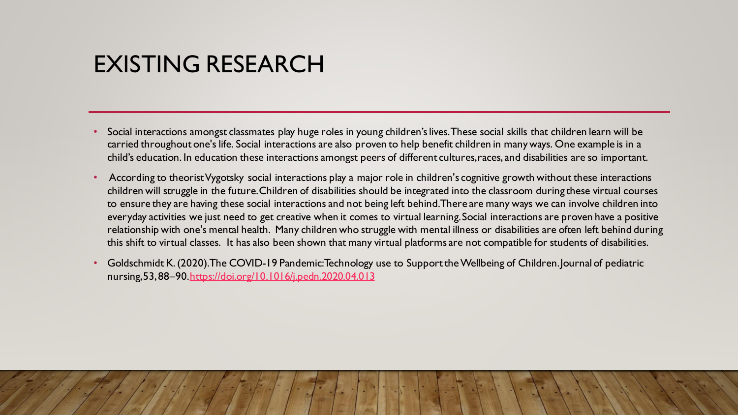# EXISTING RESEARCH

- Social interactions amongst classmates play huge roles in young children's lives. These social skills that children learn will be carried throughout one's life. Social interactions are also proven to help benefit children in many ways. One example is in a child's education. In education these interactions amongst peers of different cultures, races, and disabilities are so important.
- According to theorist Vygotsky social interactions play a major role in children's cognitive growth without these interactions children will struggle in the future. Children of disabilities should be integrated into the classroom during these virtual courses to ensure they are having these social interactions and not being left behind. There are many ways we can involve children into everyday activities we just need to get creative when it comes to virtual learning. Social interactions are proven have a positive relationship with one's mental health. Many children who struggle with mental illness or disabilities are often left behind during this shift to virtual classes. It has also been shown that many virtual platforms are not compatible for students of disabilities.
- Goldschmidt K. (2020). The COVID-19 Pandemic: Technology use to Support the Wellbeing of Children. Journal of pediatric nursing, 53, 88–90. https://doi.org/10.1016/j.pedn.2020.04.013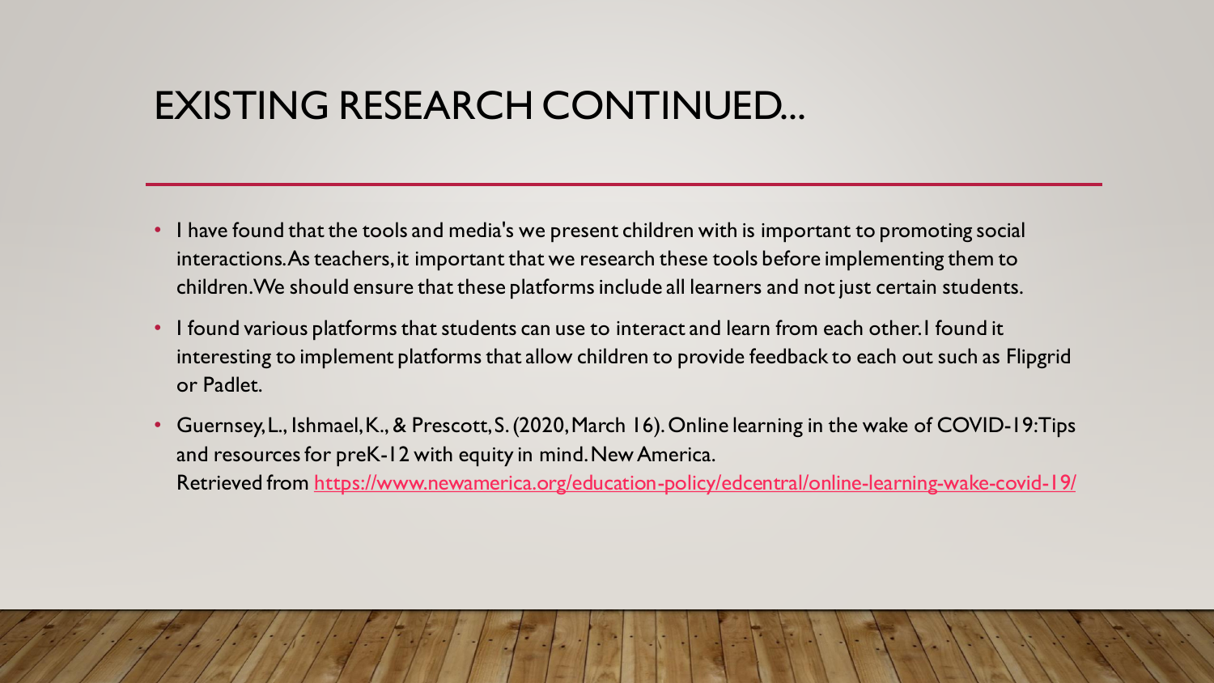# EXISTING RESEARCH CONTINUED...

- I have found that the tools and media's we present children with is important to promoting social interactions. As teachers, it important that we research these tools before implementing them to children. We should ensure that these platforms include all learners and not just certain students.
- I found various platforms that students can use to interact and learn from each other. I found it interesting to implement platforms that allow children to provide feedback to each out such as Flipgrid or Padlet.
- Guernsey, L., Ishmael, K., & Prescott, S. (2020, March 16). Online learning in the wake of COVID-19: Tips and resources for preK-12 with equity in mind. New America. Retrieved from [https://www.newamerica.org/education-policy/edcentral/online-learning-wake-covid-19/](https://www.newamerica.org/education-policy/edcentral/online-learning-wake-covid-19/)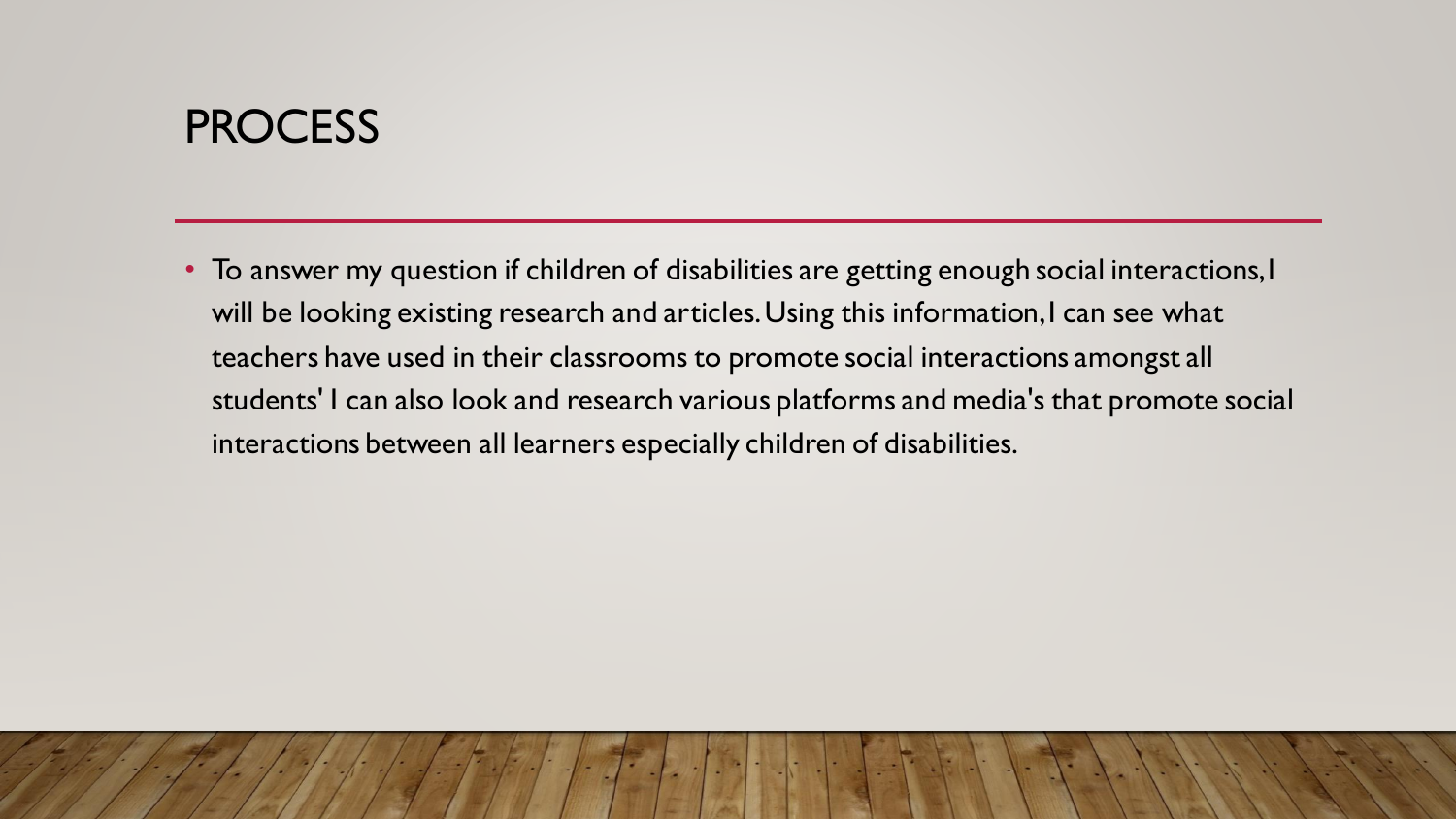# PROCESS

- To answer my question if children of disabilities are getting enough social interactions, I will be looking existing research and articles. Using this information, I can see what teachers have used in their classrooms to promote social interactions amongst all students' I can also look and research various platforms and media's that promote social interactions between all learners especially children of disabilities.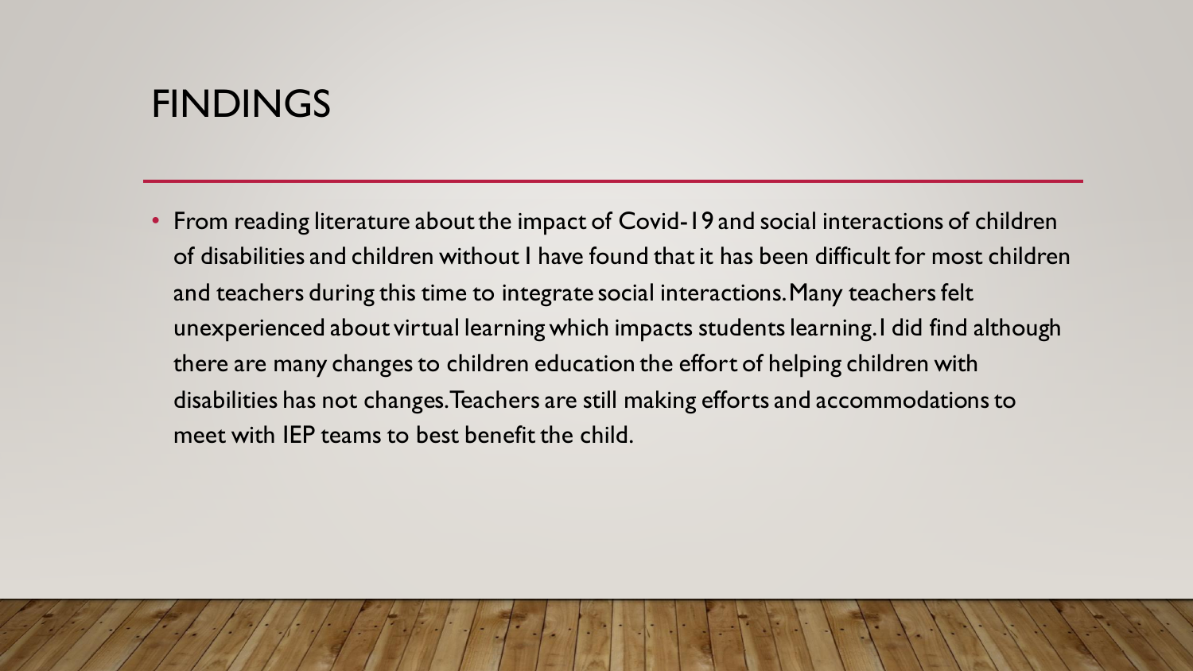# FINDINGS

- From reading literature about the impact of Covid-19 and social interactions of children of disabilities and children without I have found that it has been difficult for most children and teachers during this time to integrate social interactions. Many teachers felt unexperienced about virtual learning which impacts students learning. I did find although there are many changes to children education the effort of helping children with disabilities has not changes. Teachers are still making efforts and accommodations to meet with IEP teams to best benefit the child.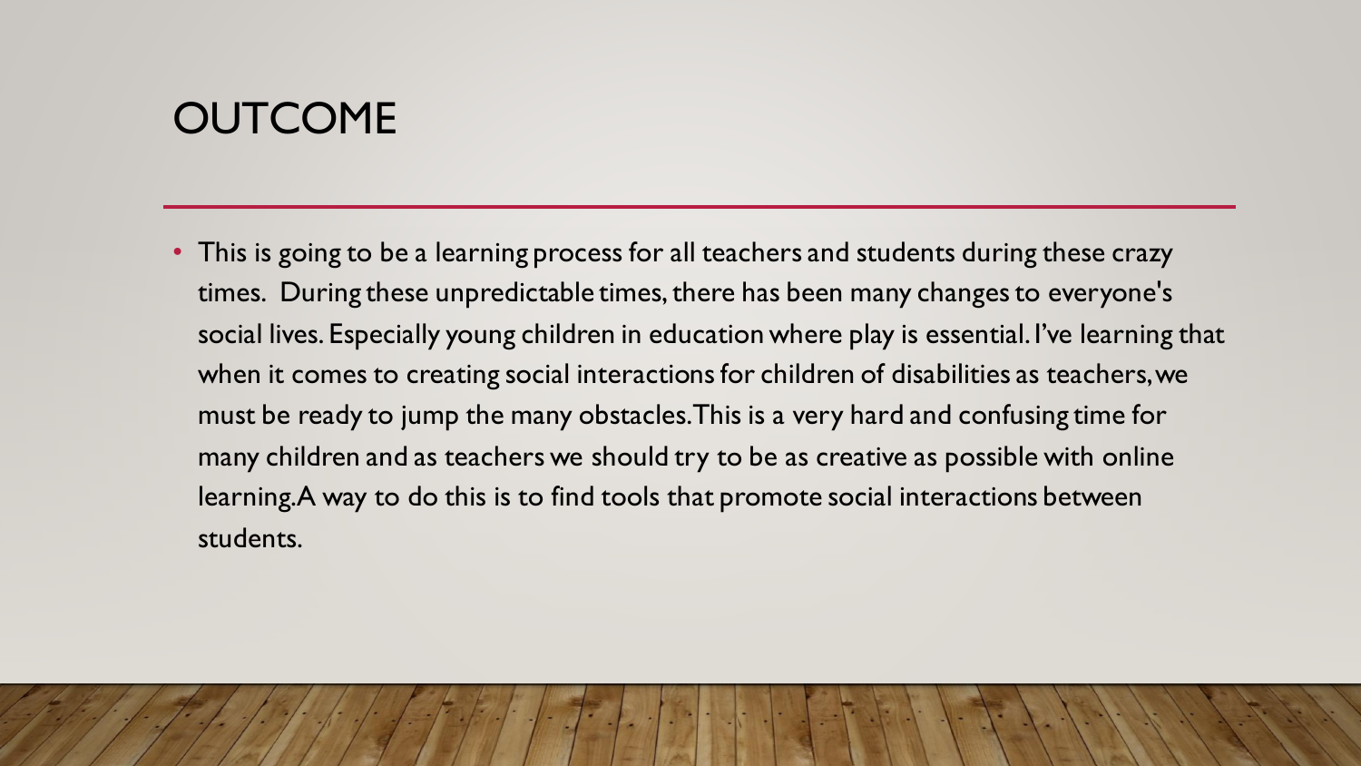# OUTCOME

- This is going to be a learning process for all teachers and students during these crazy times. During these unpredictable times, there has been many changes to everyone's social lives. Especially young children in education where play is essential. I've learning that when it comes to creating social interactions for children of disabilities as teachers, we must be ready to jump the many obstacles. This is a very hard and confusing time for many children and as teachers we should try to be as creative as possible with online learning. A way to do this is to find tools that promote social interactions between students.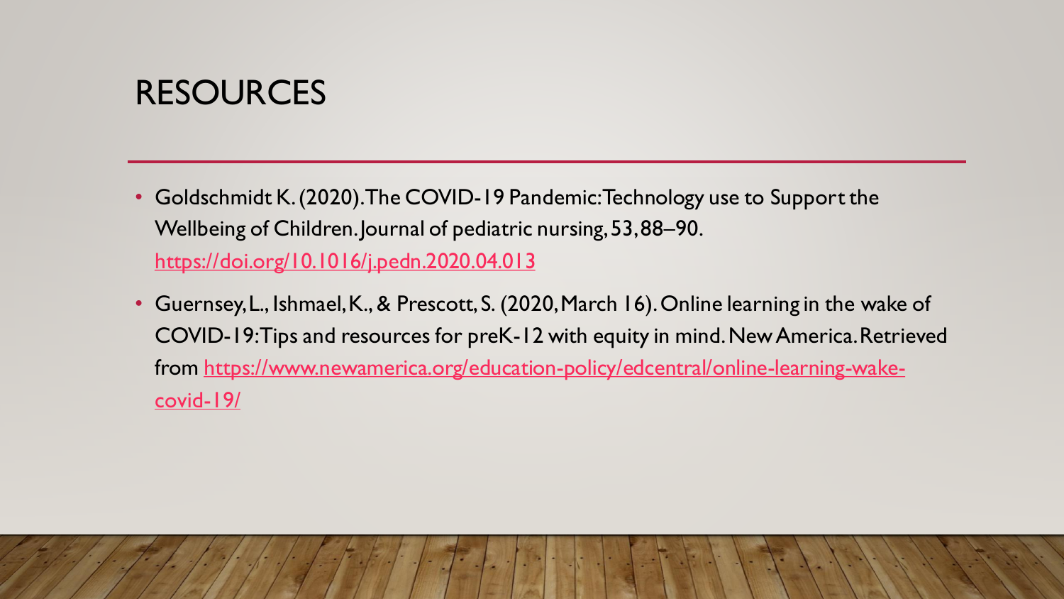# RESOURCES

- Goldschmidt K. (2020). The COVID-19 Pandemic: Technology use to Support the Wellbeing of Children. Journal of pediatric nursing, 53, 88–90. https://doi.org/10.1016/j.pedn.2020.04.013
- Guernsey, L., Ishmael, K., & Prescott, S. (2020, March 16). Online learning in the wake of COVID-19: Tips and resources for preK-12 with equity in mind. New America. Retrieved from https://www.newamerica.org/education-policy/edcentral/online-learning-wake-covid-19/